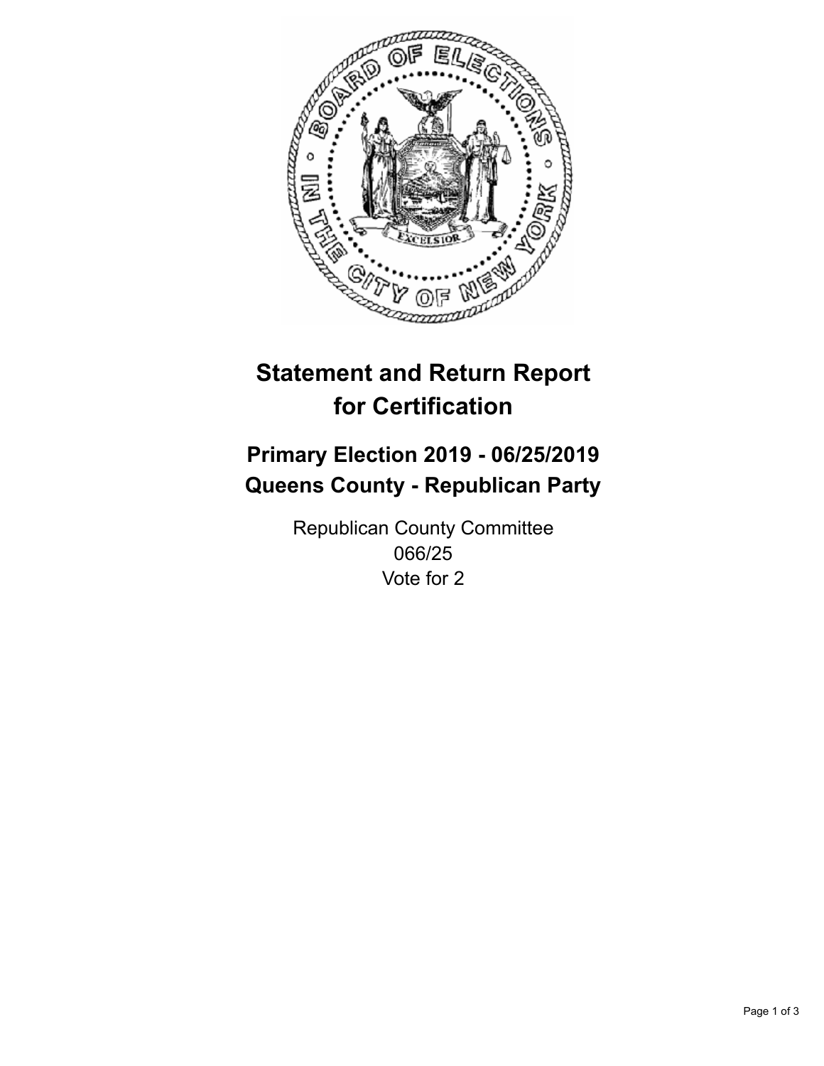# Statement and Return Report for Certification

## Primary Election 2019 - 06/25/2019
## Queens County - Republican Party

Republican County Committee
066/25
Vote for 2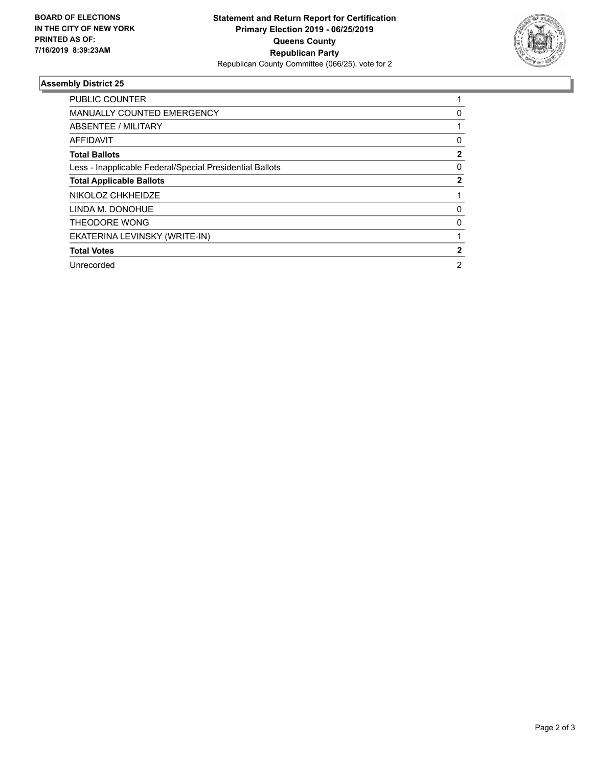**BOARD OF ELECTIONS IN THE CITY OF NEW YORK PRINTED AS OF: 7/16/2019 8:39:23AM**

**Statement and Return Report for Certification**
**Primary Election 2019 - 06/25/2019**
**Queens County**
**Republican Party**
Republican County Committee (066/25), vote for 2

## Assembly District 25

| | |
|---|---|
| PUBLIC COUNTER | 1 |
| MANUALLY COUNTED EMERGENCY | 0 |
| ABSENTEE / MILITARY | 1 |
| AFFIDAVIT | 0 |
| **Total Ballots** | **2** |
| Less - Inapplicable Federal/Special Presidential Ballots | 0 |
| **Total Applicable Ballots** | **2** |
| NIKOLOZ CHKHEIDZE | 1 |
| LINDA M. DONOHUE | 0 |
| THEODORE WONG | 0 |
| EKATERINA LEVINSKY (WRITE-IN) | 1 |
| **Total Votes** | **2** |
| Unrecorded | 2 |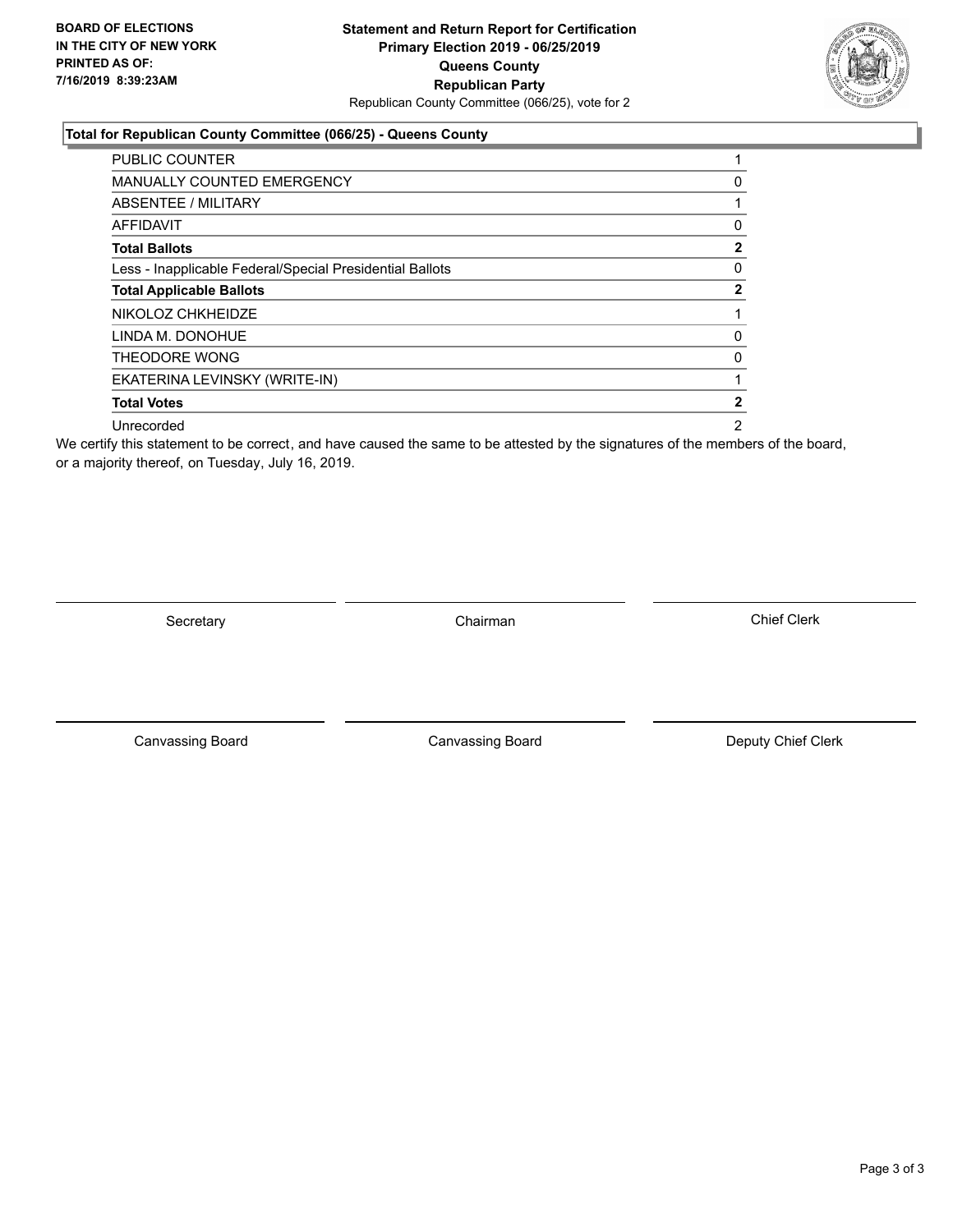**BOARD OF ELECTIONS IN THE CITY OF NEW YORK PRINTED AS OF: 7/16/2019 8:39:23AM**

**Statement and Return Report for Certification**
**Primary Election 2019 - 06/25/2019**
**Queens County**
**Republican Party**
Republican County Committee (066/25), vote for 2

### Total for Republican County Committee (066/25) - Queens County

| | |
|---|---|
| PUBLIC COUNTER | 1 |
| MANUALLY COUNTED EMERGENCY | 0 |
| ABSENTEE / MILITARY | 1 |
| AFFIDAVIT | 0 |
| **Total Ballots** | **2** |
| Less - Inapplicable Federal/Special Presidential Ballots | 0 |
| **Total Applicable Ballots** | **2** |
| NIKOLOZ CHKHEIDZE | 1 |
| LINDA M. DONOHUE | 0 |
| THEODORE WONG | 0 |
| EKATERINA LEVINSKY (WRITE-IN) | 1 |
| **Total Votes** | **2** |
| Unrecorded | 2 |

We certify this statement to be correct, and have caused the same to be attested by the signatures of the members of the board, or a majority thereof, on Tuesday, July 16, 2019.

Secretary

Chairman

Chief Clerk

Canvassing Board

Canvassing Board

Deputy Chief Clerk